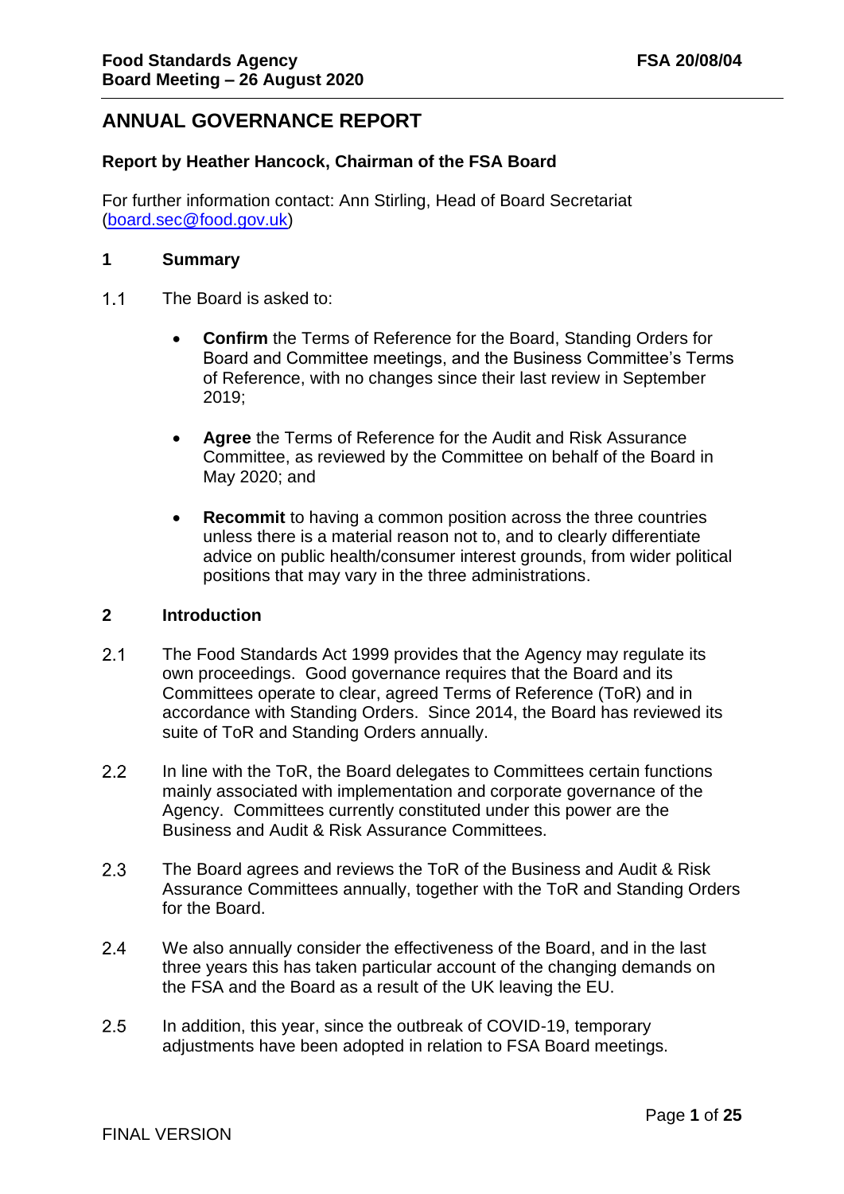# ANNUAL GOVERNANCE REPORT

**Report by Heather Hancock, Chairman of the FSA Board**

For further information contact: Ann Stirling, Head of Board Secretariat (board.sec@food.gov.uk)

## 1 Summary

1.1 The Board is asked to:

- **Confirm** the Terms of Reference for the Board, Standing Orders for Board and Committee meetings, and the Business Committee's Terms of Reference, with no changes since their last review in September 2019;

- **Agree** the Terms of Reference for the Audit and Risk Assurance Committee, as reviewed by the Committee on behalf of the Board in May 2020; and

- **Recommit** to having a common position across the three countries unless there is a material reason not to, and to clearly differentiate advice on public health/consumer interest grounds, from wider political positions that may vary in the three administrations.

## 2 Introduction

2.1 The Food Standards Act 1999 provides that the Agency may regulate its own proceedings. Good governance requires that the Board and its Committees operate to clear, agreed Terms of Reference (ToR) and in accordance with Standing Orders. Since 2014, the Board has reviewed its suite of ToR and Standing Orders annually.

2.2 In line with the ToR, the Board delegates to Committees certain functions mainly associated with implementation and corporate governance of the Agency. Committees currently constituted under this power are the Business and Audit & Risk Assurance Committees.

2.3 The Board agrees and reviews the ToR of the Business and Audit & Risk Assurance Committees annually, together with the ToR and Standing Orders for the Board.

2.4 We also annually consider the effectiveness of the Board, and in the last three years this has taken particular account of the changing demands on the FSA and the Board as a result of the UK leaving the EU.

2.5 In addition, this year, since the outbreak of COVID-19, temporary adjustments have been adopted in relation to FSA Board meetings.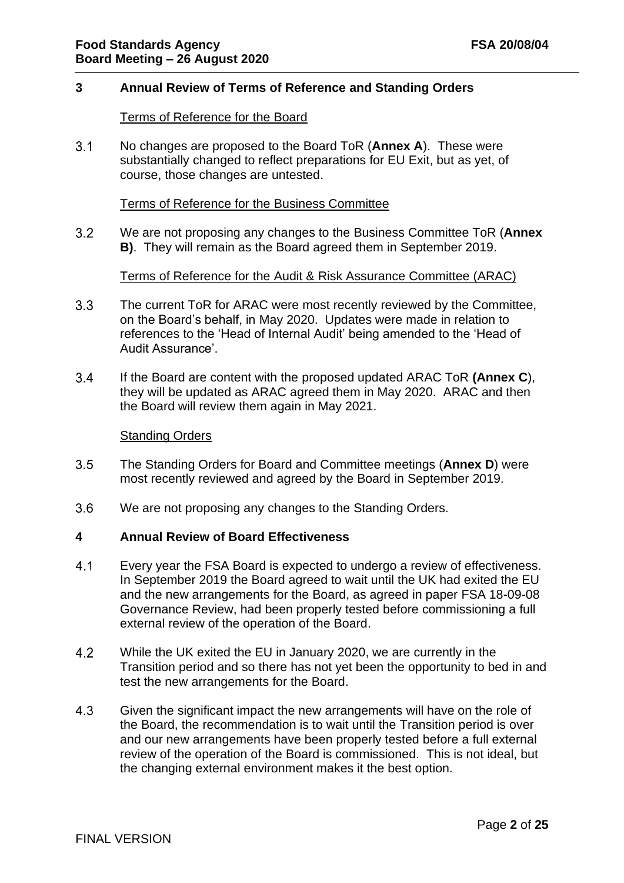## 3 Annual Review of Terms of Reference and Standing Orders

Terms of Reference for the Board

3.1 No changes are proposed to the Board ToR (**Annex A**). These were substantially changed to reflect preparations for EU Exit, but as yet, of course, those changes are untested.

Terms of Reference for the Business Committee

3.2 We are not proposing any changes to the Business Committee ToR (**Annex B)**. They will remain as the Board agreed them in September 2019.

Terms of Reference for the Audit & Risk Assurance Committee (ARAC)

3.3 The current ToR for ARAC were most recently reviewed by the Committee, on the Board's behalf, in May 2020. Updates were made in relation to references to the 'Head of Internal Audit' being amended to the 'Head of Audit Assurance'.

3.4 If the Board are content with the proposed updated ARAC ToR **(Annex C**), they will be updated as ARAC agreed them in May 2020. ARAC and then the Board will review them again in May 2021.

Standing Orders

3.5 The Standing Orders for Board and Committee meetings (**Annex D**) were most recently reviewed and agreed by the Board in September 2019.

3.6 We are not proposing any changes to the Standing Orders.

## 4 Annual Review of Board Effectiveness

4.1 Every year the FSA Board is expected to undergo a review of effectiveness. In September 2019 the Board agreed to wait until the UK had exited the EU and the new arrangements for the Board, as agreed in paper FSA 18-09-08 Governance Review, had been properly tested before commissioning a full external review of the operation of the Board.

4.2 While the UK exited the EU in January 2020, we are currently in the Transition period and so there has not yet been the opportunity to bed in and test the new arrangements for the Board.

4.3 Given the significant impact the new arrangements will have on the role of the Board, the recommendation is to wait until the Transition period is over and our new arrangements have been properly tested before a full external review of the operation of the Board is commissioned. This is not ideal, but the changing external environment makes it the best option.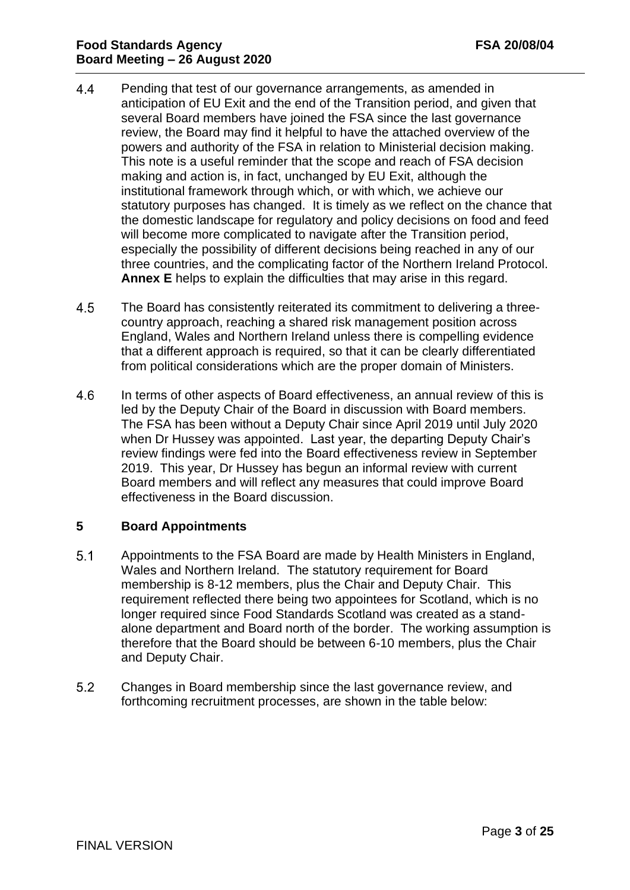4.4 Pending that test of our governance arrangements, as amended in anticipation of EU Exit and the end of the Transition period, and given that several Board members have joined the FSA since the last governance review, the Board may find it helpful to have the attached overview of the powers and authority of the FSA in relation to Ministerial decision making. This note is a useful reminder that the scope and reach of FSA decision making and action is, in fact, unchanged by EU Exit, although the institutional framework through which, or with which, we achieve our statutory purposes has changed. It is timely as we reflect on the chance that the domestic landscape for regulatory and policy decisions on food and feed will become more complicated to navigate after the Transition period, especially the possibility of different decisions being reached in any of our three countries, and the complicating factor of the Northern Ireland Protocol. **Annex E** helps to explain the difficulties that may arise in this regard.

4.5 The Board has consistently reiterated its commitment to delivering a three-country approach, reaching a shared risk management position across England, Wales and Northern Ireland unless there is compelling evidence that a different approach is required, so that it can be clearly differentiated from political considerations which are the proper domain of Ministers.

4.6 In terms of other aspects of Board effectiveness, an annual review of this is led by the Deputy Chair of the Board in discussion with Board members. The FSA has been without a Deputy Chair since April 2019 until July 2020 when Dr Hussey was appointed. Last year, the departing Deputy Chair's review findings were fed into the Board effectiveness review in September 2019. This year, Dr Hussey has begun an informal review with current Board members and will reflect any measures that could improve Board effectiveness in the Board discussion.

## 5 Board Appointments

5.1 Appointments to the FSA Board are made by Health Ministers in England, Wales and Northern Ireland. The statutory requirement for Board membership is 8-12 members, plus the Chair and Deputy Chair. This requirement reflected there being two appointees for Scotland, which is no longer required since Food Standards Scotland was created as a stand-alone department and Board north of the border. The working assumption is therefore that the Board should be between 6-10 members, plus the Chair and Deputy Chair.

5.2 Changes in Board membership since the last governance review, and forthcoming recruitment processes, are shown in the table below: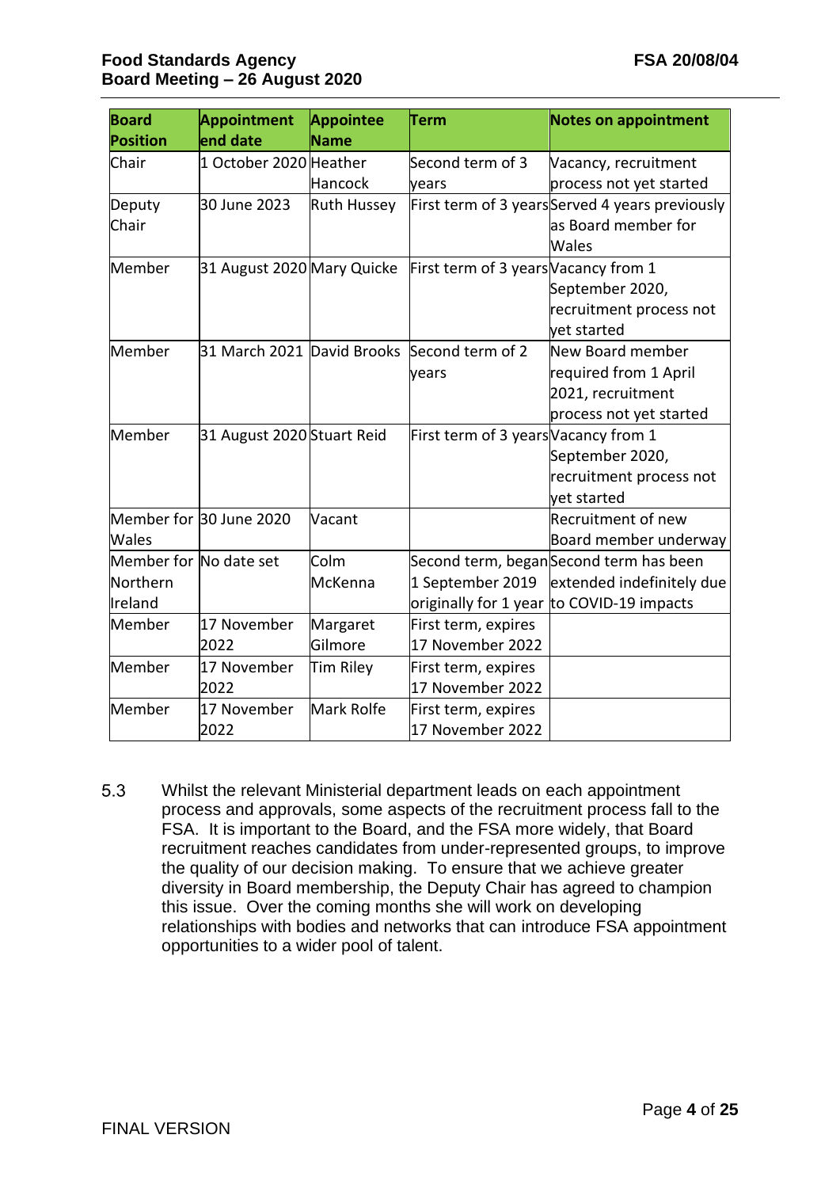| Board Position | Appointment end date | Appointee Name | Term | Notes on appointment |
|---|---|---|---|---|
| Chair | 1 October 2020 | Heather Hancock | Second term of 3 years | Vacancy, recruitment process not yet started |
| Deputy Chair | 30 June 2023 | Ruth Hussey | First term of 3 years | Served 4 years previously as Board member for Wales |
| Member | 31 August 2020 | Mary Quicke | First term of 3 years | Vacancy from 1 September 2020, recruitment process not yet started |
| Member | 31 March 2021 | David Brooks | Second term of 2 years | New Board member required from 1 April 2021, recruitment process not yet started |
| Member | 31 August 2020 | Stuart Reid | First term of 3 years | Vacancy from 1 September 2020, recruitment process not yet started |
| Member for Wales | 30 June 2020 | Vacant | | Recruitment of new Board member underway |
| Member for Northern Ireland | No date set | Colm McKenna | Second term, began 1 September 2019 originally for 1 year | Second term has been extended indefinitely due to COVID-19 impacts |
| Member | 17 November 2022 | Margaret Gilmore | First term, expires 17 November 2022 | |
| Member | 17 November 2022 | Tim Riley | First term, expires 17 November 2022 | |
| Member | 17 November 2022 | Mark Rolfe | First term, expires 17 November 2022 | |

5.3 Whilst the relevant Ministerial department leads on each appointment process and approvals, some aspects of the recruitment process fall to the FSA. It is important to the Board, and the FSA more widely, that Board recruitment reaches candidates from under-represented groups, to improve the quality of our decision making. To ensure that we achieve greater diversity in Board membership, the Deputy Chair has agreed to champion this issue. Over the coming months she will work on developing relationships with bodies and networks that can introduce FSA appointment opportunities to a wider pool of talent.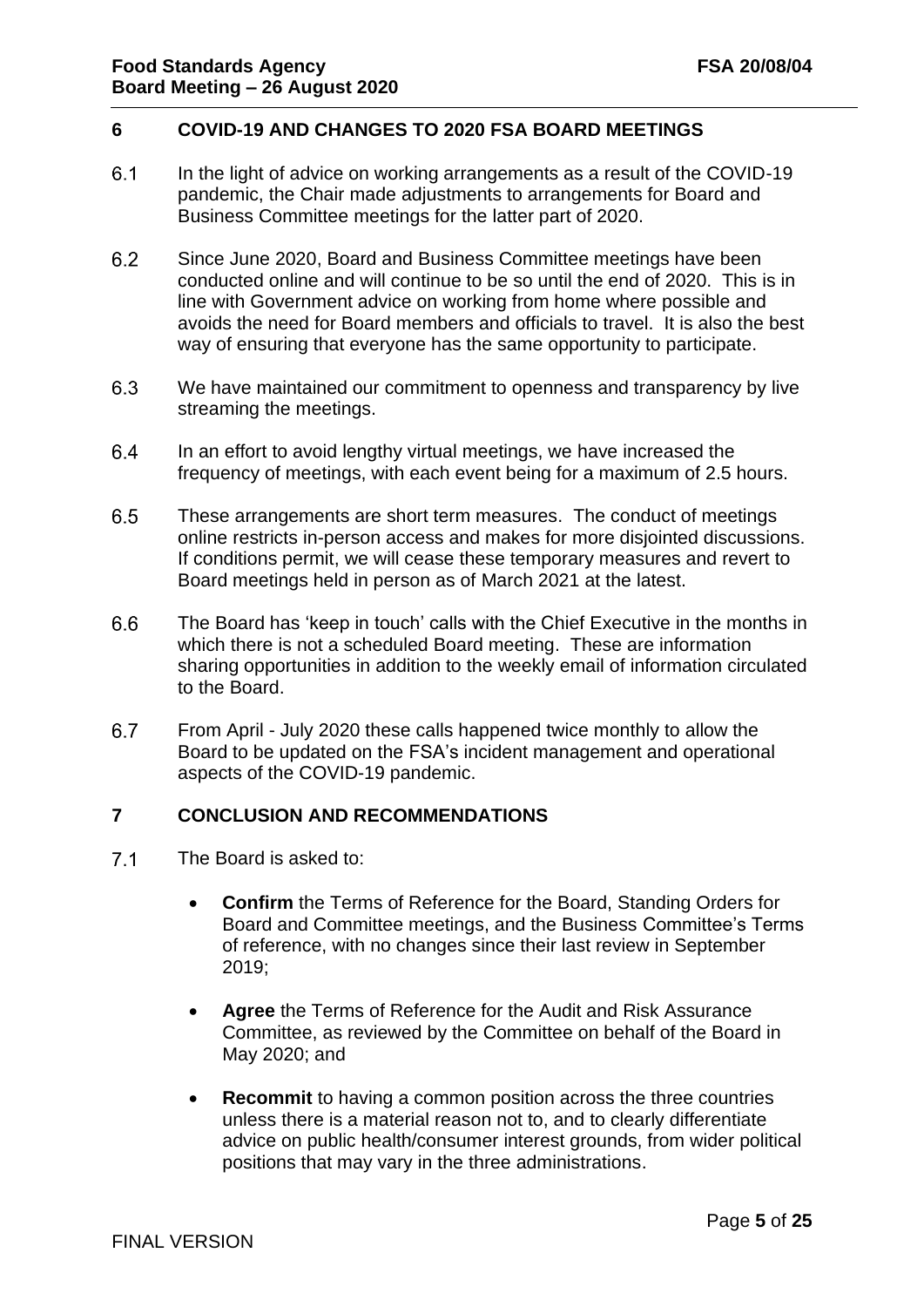## 6 COVID-19 AND CHANGES TO 2020 FSA BOARD MEETINGS

6.1 In the light of advice on working arrangements as a result of the COVID-19 pandemic, the Chair made adjustments to arrangements for Board and Business Committee meetings for the latter part of 2020.

6.2 Since June 2020, Board and Business Committee meetings have been conducted online and will continue to be so until the end of 2020. This is in line with Government advice on working from home where possible and avoids the need for Board members and officials to travel. It is also the best way of ensuring that everyone has the same opportunity to participate.

6.3 We have maintained our commitment to openness and transparency by live streaming the meetings.

6.4 In an effort to avoid lengthy virtual meetings, we have increased the frequency of meetings, with each event being for a maximum of 2.5 hours.

6.5 These arrangements are short term measures. The conduct of meetings online restricts in-person access and makes for more disjointed discussions. If conditions permit, we will cease these temporary measures and revert to Board meetings held in person as of March 2021 at the latest.

6.6 The Board has 'keep in touch' calls with the Chief Executive in the months in which there is not a scheduled Board meeting. These are information sharing opportunities in addition to the weekly email of information circulated to the Board.

6.7 From April - July 2020 these calls happened twice monthly to allow the Board to be updated on the FSA's incident management and operational aspects of the COVID-19 pandemic.

## 7 CONCLUSION AND RECOMMENDATIONS

7.1 The Board is asked to:

- **Confirm** the Terms of Reference for the Board, Standing Orders for Board and Committee meetings, and the Business Committee's Terms of reference, with no changes since their last review in September 2019;

- **Agree** the Terms of Reference for the Audit and Risk Assurance Committee, as reviewed by the Committee on behalf of the Board in May 2020; and

- **Recommit** to having a common position across the three countries unless there is a material reason not to, and to clearly differentiate advice on public health/consumer interest grounds, from wider political positions that may vary in the three administrations.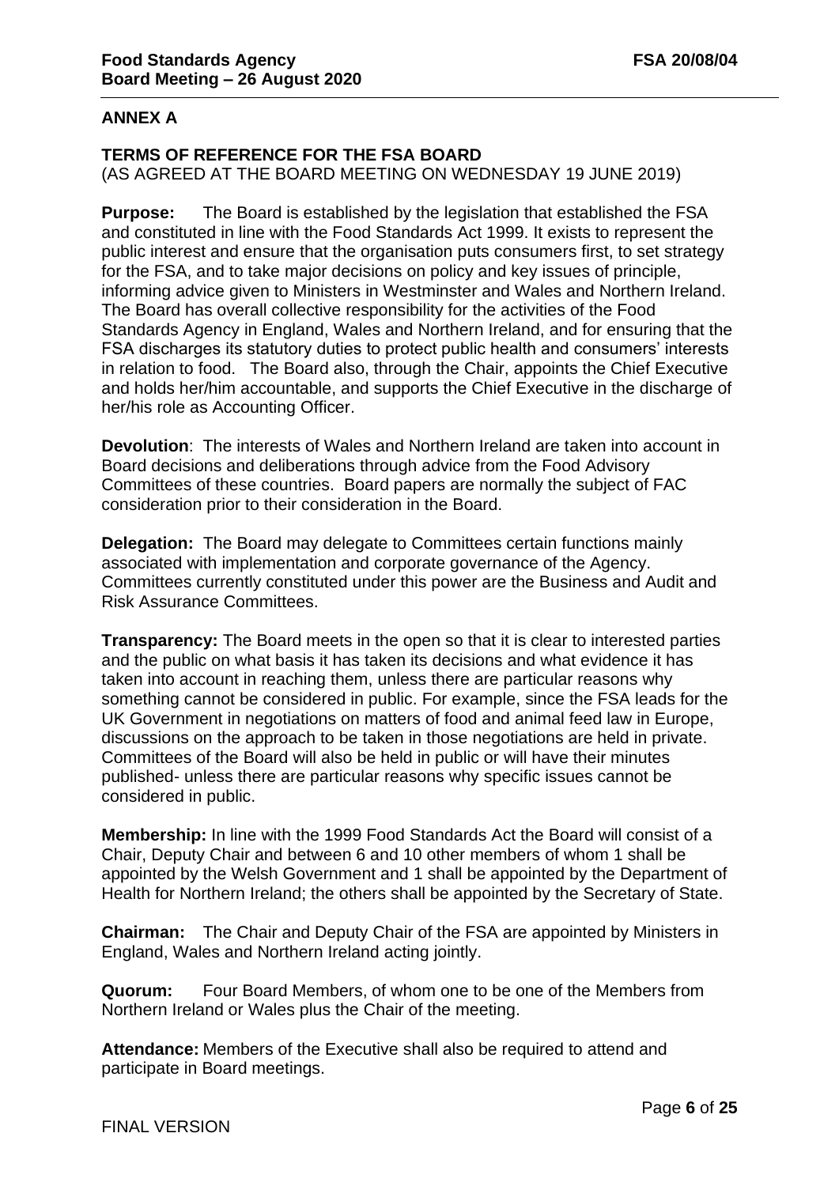## ANNEX A

### TERMS OF REFERENCE FOR THE FSA BOARD

(AS AGREED AT THE BOARD MEETING ON WEDNESDAY 19 JUNE 2019)

**Purpose:** The Board is established by the legislation that established the FSA and constituted in line with the Food Standards Act 1999. It exists to represent the public interest and ensure that the organisation puts consumers first, to set strategy for the FSA, and to take major decisions on policy and key issues of principle, informing advice given to Ministers in Westminster and Wales and Northern Ireland. The Board has overall collective responsibility for the activities of the Food Standards Agency in England, Wales and Northern Ireland, and for ensuring that the FSA discharges its statutory duties to protect public health and consumers' interests in relation to food. The Board also, through the Chair, appoints the Chief Executive and holds her/him accountable, and supports the Chief Executive in the discharge of her/his role as Accounting Officer.

**Devolution**: The interests of Wales and Northern Ireland are taken into account in Board decisions and deliberations through advice from the Food Advisory Committees of these countries. Board papers are normally the subject of FAC consideration prior to their consideration in the Board.

**Delegation:** The Board may delegate to Committees certain functions mainly associated with implementation and corporate governance of the Agency. Committees currently constituted under this power are the Business and Audit and Risk Assurance Committees.

**Transparency:** The Board meets in the open so that it is clear to interested parties and the public on what basis it has taken its decisions and what evidence it has taken into account in reaching them, unless there are particular reasons why something cannot be considered in public. For example, since the FSA leads for the UK Government in negotiations on matters of food and animal feed law in Europe, discussions on the approach to be taken in those negotiations are held in private. Committees of the Board will also be held in public or will have their minutes published- unless there are particular reasons why specific issues cannot be considered in public.

**Membership:** In line with the 1999 Food Standards Act the Board will consist of a Chair, Deputy Chair and between 6 and 10 other members of whom 1 shall be appointed by the Welsh Government and 1 shall be appointed by the Department of Health for Northern Ireland; the others shall be appointed by the Secretary of State.

**Chairman:** The Chair and Deputy Chair of the FSA are appointed by Ministers in England, Wales and Northern Ireland acting jointly.

**Quorum:** Four Board Members, of whom one to be one of the Members from Northern Ireland or Wales plus the Chair of the meeting.

**Attendance:** Members of the Executive shall also be required to attend and participate in Board meetings.

FINAL VERSION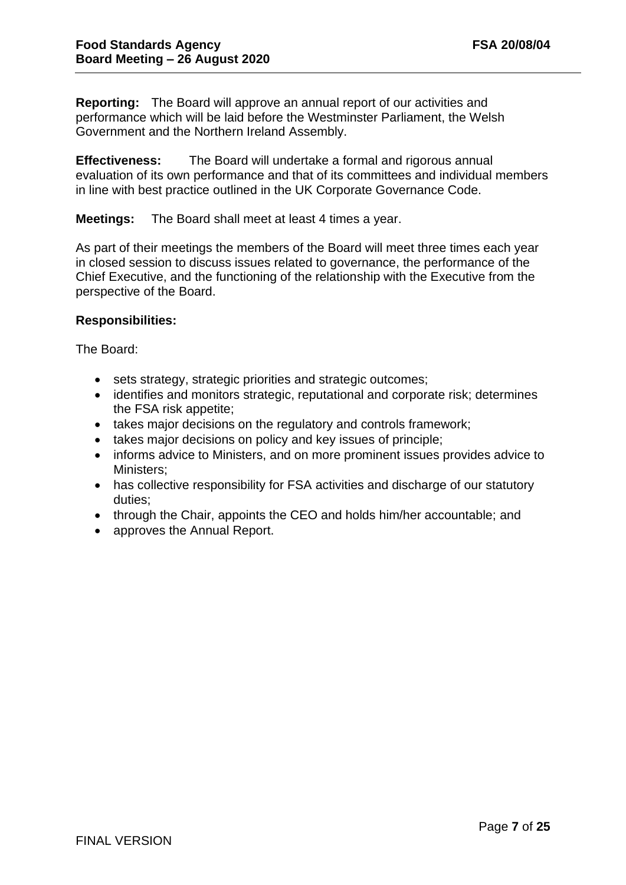**Reporting:** The Board will approve an annual report of our activities and performance which will be laid before the Westminster Parliament, the Welsh Government and the Northern Ireland Assembly.

**Effectiveness:** The Board will undertake a formal and rigorous annual evaluation of its own performance and that of its committees and individual members in line with best practice outlined in the UK Corporate Governance Code.

**Meetings:** The Board shall meet at least 4 times a year.

As part of their meetings the members of the Board will meet three times each year in closed session to discuss issues related to governance, the performance of the Chief Executive, and the functioning of the relationship with the Executive from the perspective of the Board.

**Responsibilities:**

The Board:

- sets strategy, strategic priorities and strategic outcomes;
- identifies and monitors strategic, reputational and corporate risk; determines the FSA risk appetite;
- takes major decisions on the regulatory and controls framework;
- takes major decisions on policy and key issues of principle;
- informs advice to Ministers, and on more prominent issues provides advice to Ministers;
- has collective responsibility for FSA activities and discharge of our statutory duties;
- through the Chair, appoints the CEO and holds him/her accountable; and
- approves the Annual Report.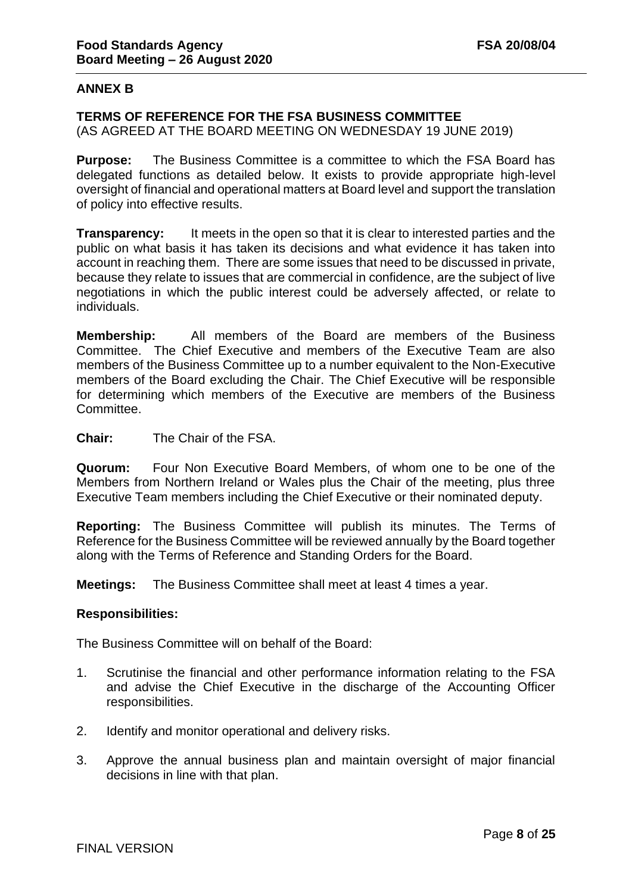## ANNEX B

### TERMS OF REFERENCE FOR THE FSA BUSINESS COMMITTEE

(AS AGREED AT THE BOARD MEETING ON WEDNESDAY 19 JUNE 2019)

**Purpose:** The Business Committee is a committee to which the FSA Board has delegated functions as detailed below. It exists to provide appropriate high-level oversight of financial and operational matters at Board level and support the translation of policy into effective results.

**Transparency:** It meets in the open so that it is clear to interested parties and the public on what basis it has taken its decisions and what evidence it has taken into account in reaching them. There are some issues that need to be discussed in private, because they relate to issues that are commercial in confidence, are the subject of live negotiations in which the public interest could be adversely affected, or relate to individuals.

**Membership:** All members of the Board are members of the Business Committee. The Chief Executive and members of the Executive Team are also members of the Business Committee up to a number equivalent to the Non-Executive members of the Board excluding the Chair. The Chief Executive will be responsible for determining which members of the Executive are members of the Business Committee.

**Chair:** The Chair of the FSA.

**Quorum:** Four Non Executive Board Members, of whom one to be one of the Members from Northern Ireland or Wales plus the Chair of the meeting, plus three Executive Team members including the Chief Executive or their nominated deputy.

**Reporting:** The Business Committee will publish its minutes. The Terms of Reference for the Business Committee will be reviewed annually by the Board together along with the Terms of Reference and Standing Orders for the Board.

**Meetings:** The Business Committee shall meet at least 4 times a year.

**Responsibilities:**

The Business Committee will on behalf of the Board:

1. Scrutinise the financial and other performance information relating to the FSA and advise the Chief Executive in the discharge of the Accounting Officer responsibilities.
2. Identify and monitor operational and delivery risks.
3. Approve the annual business plan and maintain oversight of major financial decisions in line with that plan.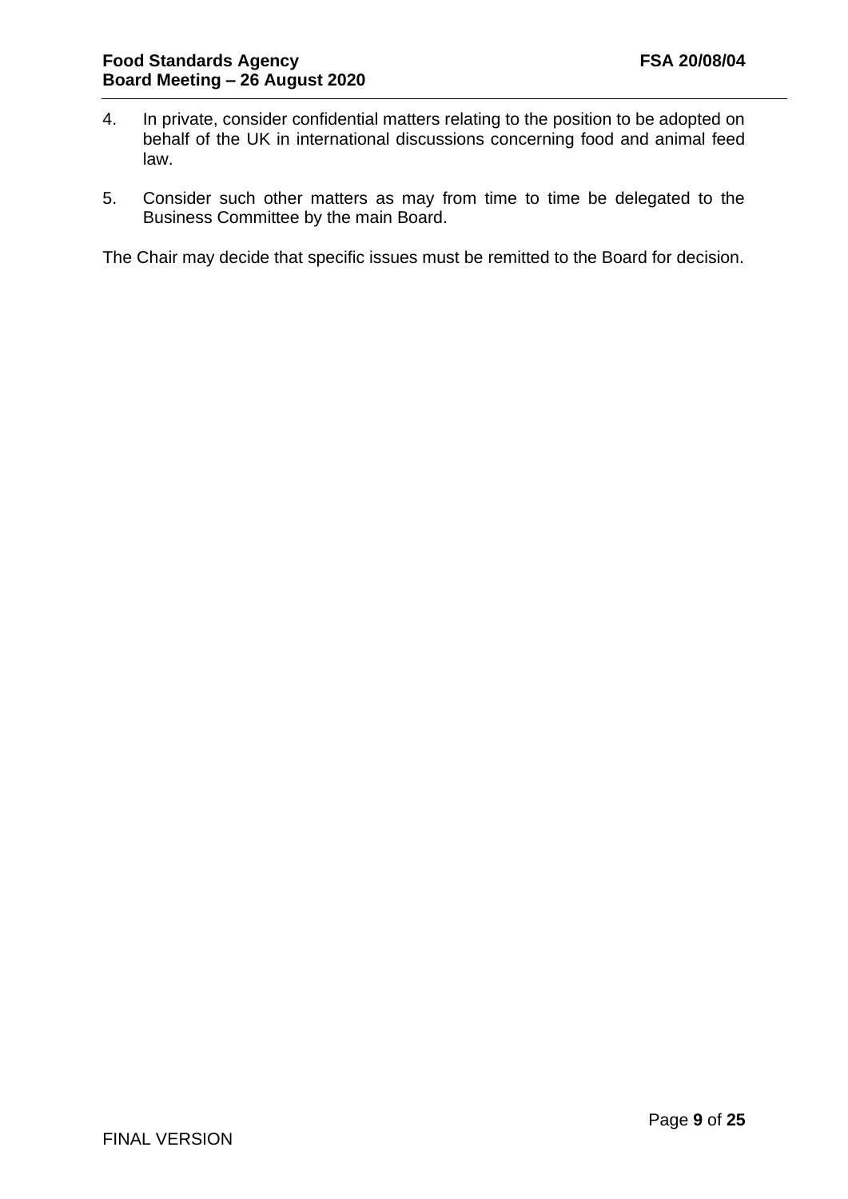4. In private, consider confidential matters relating to the position to be adopted on behalf of the UK in international discussions concerning food and animal feed law.

5. Consider such other matters as may from time to time be delegated to the Business Committee by the main Board.

The Chair may decide that specific issues must be remitted to the Board for decision.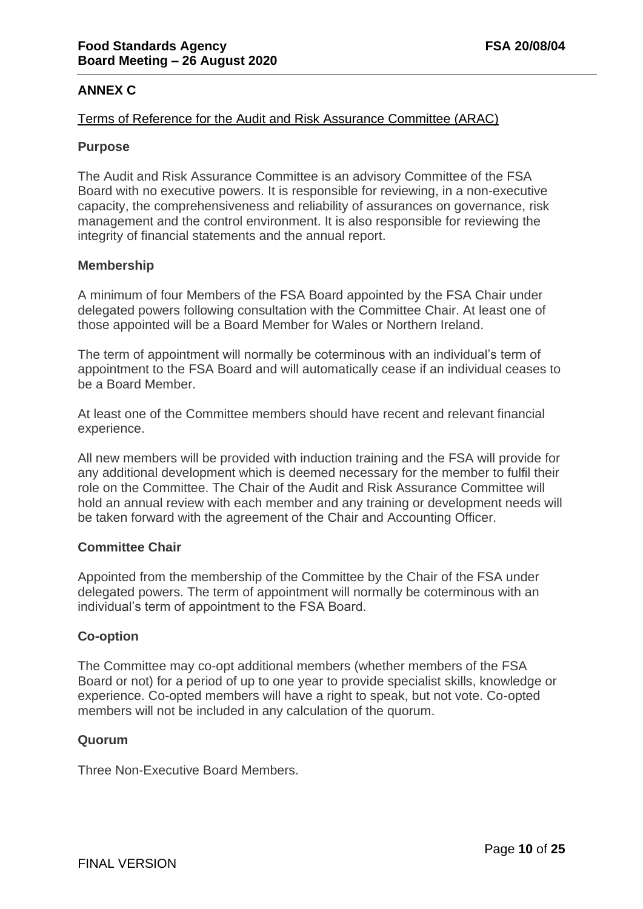## ANNEX C

Terms of Reference for the Audit and Risk Assurance Committee (ARAC)

### Purpose

The Audit and Risk Assurance Committee is an advisory Committee of the FSA Board with no executive powers. It is responsible for reviewing, in a non-executive capacity, the comprehensiveness and reliability of assurances on governance, risk management and the control environment. It is also responsible for reviewing the integrity of financial statements and the annual report.

### Membership

A minimum of four Members of the FSA Board appointed by the FSA Chair under delegated powers following consultation with the Committee Chair. At least one of those appointed will be a Board Member for Wales or Northern Ireland.

The term of appointment will normally be coterminous with an individual's term of appointment to the FSA Board and will automatically cease if an individual ceases to be a Board Member.

At least one of the Committee members should have recent and relevant financial experience.

All new members will be provided with induction training and the FSA will provide for any additional development which is deemed necessary for the member to fulfil their role on the Committee. The Chair of the Audit and Risk Assurance Committee will hold an annual review with each member and any training or development needs will be taken forward with the agreement of the Chair and Accounting Officer.

### Committee Chair

Appointed from the membership of the Committee by the Chair of the FSA under delegated powers. The term of appointment will normally be coterminous with an individual's term of appointment to the FSA Board.

### Co-option

The Committee may co-opt additional members (whether members of the FSA Board or not) for a period of up to one year to provide specialist skills, knowledge or experience. Co-opted members will have a right to speak, but not vote. Co-opted members will not be included in any calculation of the quorum.

### Quorum

Three Non-Executive Board Members.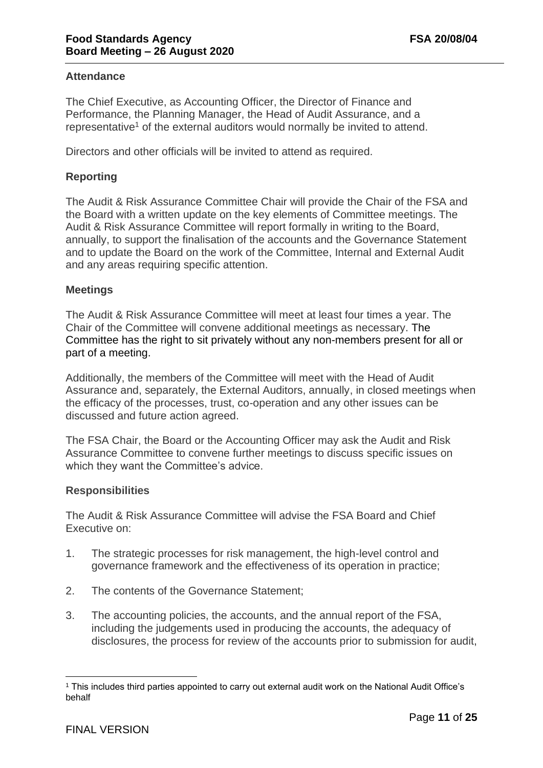### Attendance

The Chief Executive, as Accounting Officer, the Director of Finance and Performance, the Planning Manager, the Head of Audit Assurance, and a representative[1] of the external auditors would normally be invited to attend.

Directors and other officials will be invited to attend as required.

### Reporting

The Audit & Risk Assurance Committee Chair will provide the Chair of the FSA and the Board with a written update on the key elements of Committee meetings. The Audit & Risk Assurance Committee will report formally in writing to the Board, annually, to support the finalisation of the accounts and the Governance Statement and to update the Board on the work of the Committee, Internal and External Audit and any areas requiring specific attention.

### Meetings

The Audit & Risk Assurance Committee will meet at least four times a year. The Chair of the Committee will convene additional meetings as necessary. The Committee has the right to sit privately without any non-members present for all or part of a meeting.

Additionally, the members of the Committee will meet with the Head of Audit Assurance and, separately, the External Auditors, annually, in closed meetings when the efficacy of the processes, trust, co-operation and any other issues can be discussed and future action agreed.

The FSA Chair, the Board or the Accounting Officer may ask the Audit and Risk Assurance Committee to convene further meetings to discuss specific issues on which they want the Committee's advice.

### Responsibilities

The Audit & Risk Assurance Committee will advise the FSA Board and Chief Executive on:

1. The strategic processes for risk management, the high-level control and governance framework and the effectiveness of its operation in practice;

2. The contents of the Governance Statement;

3. The accounting policies, the accounts, and the annual report of the FSA, including the judgements used in producing the accounts, the adequacy of disclosures, the process for review of the accounts prior to submission for audit,

[1] This includes third parties appointed to carry out external audit work on the National Audit Office's behalf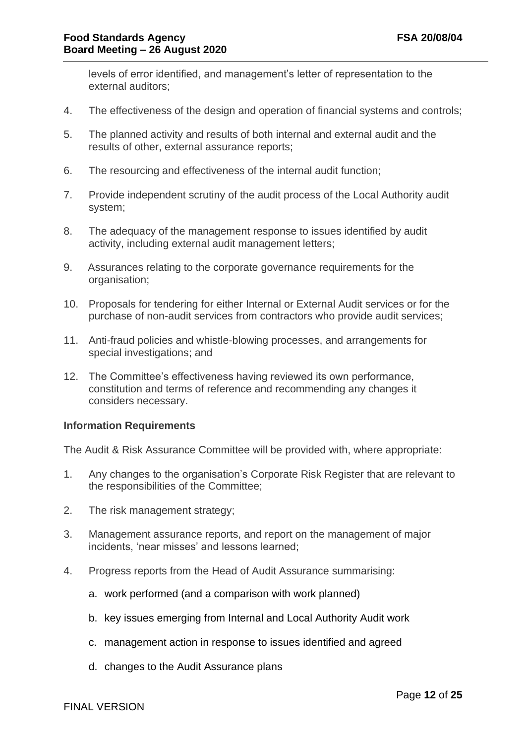levels of error identified, and management's letter of representation to the external auditors;

4. The effectiveness of the design and operation of financial systems and controls;

5. The planned activity and results of both internal and external audit and the results of other, external assurance reports;

6. The resourcing and effectiveness of the internal audit function;

7. Provide independent scrutiny of the audit process of the Local Authority audit system;

8. The adequacy of the management response to issues identified by audit activity, including external audit management letters;

9. Assurances relating to the corporate governance requirements for the organisation;

10. Proposals for tendering for either Internal or External Audit services or for the purchase of non-audit services from contractors who provide audit services;

11. Anti-fraud policies and whistle-blowing processes, and arrangements for special investigations; and

12. The Committee's effectiveness having reviewed its own performance, constitution and terms of reference and recommending any changes it considers necessary.

**Information Requirements**

The Audit & Risk Assurance Committee will be provided with, where appropriate:

1. Any changes to the organisation's Corporate Risk Register that are relevant to the responsibilities of the Committee;

2. The risk management strategy;

3. Management assurance reports, and report on the management of major incidents, 'near misses' and lessons learned;

4. Progress reports from the Head of Audit Assurance summarising:

   a. work performed (and a comparison with work planned)

   b. key issues emerging from Internal and Local Authority Audit work

   c. management action in response to issues identified and agreed

   d. changes to the Audit Assurance plans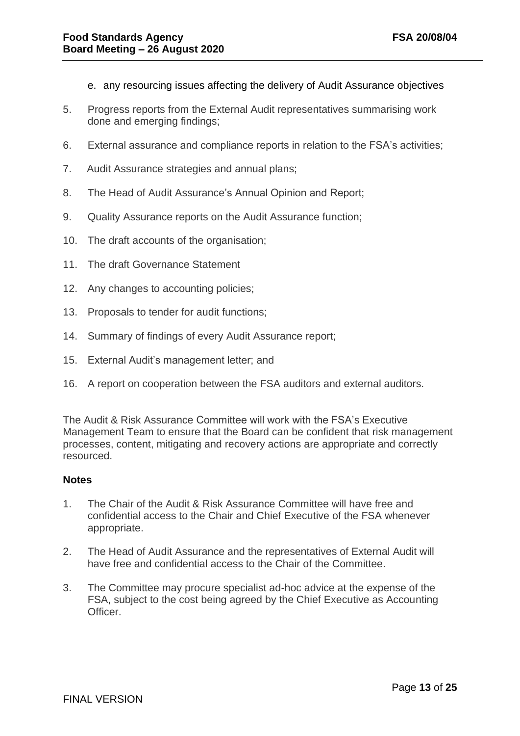e. any resourcing issues affecting the delivery of Audit Assurance objectives

5. Progress reports from the External Audit representatives summarising work done and emerging findings;
6. External assurance and compliance reports in relation to the FSA's activities;
7. Audit Assurance strategies and annual plans;
8. The Head of Audit Assurance's Annual Opinion and Report;
9. Quality Assurance reports on the Audit Assurance function;
10. The draft accounts of the organisation;
11. The draft Governance Statement
12. Any changes to accounting policies;
13. Proposals to tender for audit functions;
14. Summary of findings of every Audit Assurance report;
15. External Audit's management letter; and
16. A report on cooperation between the FSA auditors and external auditors.

The Audit & Risk Assurance Committee will work with the FSA's Executive Management Team to ensure that the Board can be confident that risk management processes, content, mitigating and recovery actions are appropriate and correctly resourced.

**Notes**

1. The Chair of the Audit & Risk Assurance Committee will have free and confidential access to the Chair and Chief Executive of the FSA whenever appropriate.
2. The Head of Audit Assurance and the representatives of External Audit will have free and confidential access to the Chair of the Committee.
3. The Committee may procure specialist ad-hoc advice at the expense of the FSA, subject to the cost being agreed by the Chief Executive as Accounting Officer.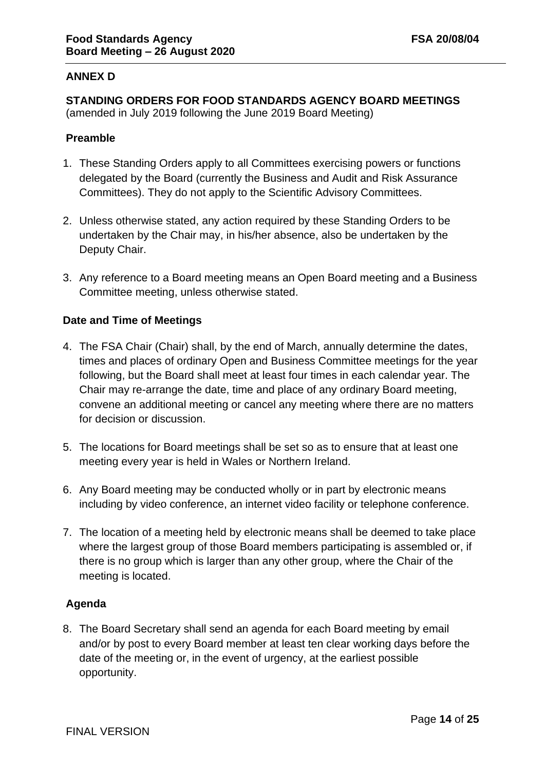**ANNEX D**

**STANDING ORDERS FOR FOOD STANDARDS AGENCY BOARD MEETINGS**
(amended in July 2019 following the June 2019 Board Meeting)

**Preamble**

1. These Standing Orders apply to all Committees exercising powers or functions delegated by the Board (currently the Business and Audit and Risk Assurance Committees). They do not apply to the Scientific Advisory Committees.

2. Unless otherwise stated, any action required by these Standing Orders to be undertaken by the Chair may, in his/her absence, also be undertaken by the Deputy Chair.

3. Any reference to a Board meeting means an Open Board meeting and a Business Committee meeting, unless otherwise stated.

**Date and Time of Meetings**

4. The FSA Chair (Chair) shall, by the end of March, annually determine the dates, times and places of ordinary Open and Business Committee meetings for the year following, but the Board shall meet at least four times in each calendar year. The Chair may re-arrange the date, time and place of any ordinary Board meeting, convene an additional meeting or cancel any meeting where there are no matters for decision or discussion.

5. The locations for Board meetings shall be set so as to ensure that at least one meeting every year is held in Wales or Northern Ireland.

6. Any Board meeting may be conducted wholly or in part by electronic means including by video conference, an internet video facility or telephone conference.

7. The location of a meeting held by electronic means shall be deemed to take place where the largest group of those Board members participating is assembled or, if there is no group which is larger than any other group, where the Chair of the meeting is located.

**Agenda**

8. The Board Secretary shall send an agenda for each Board meeting by email and/or by post to every Board member at least ten clear working days before the date of the meeting or, in the event of urgency, at the earliest possible opportunity.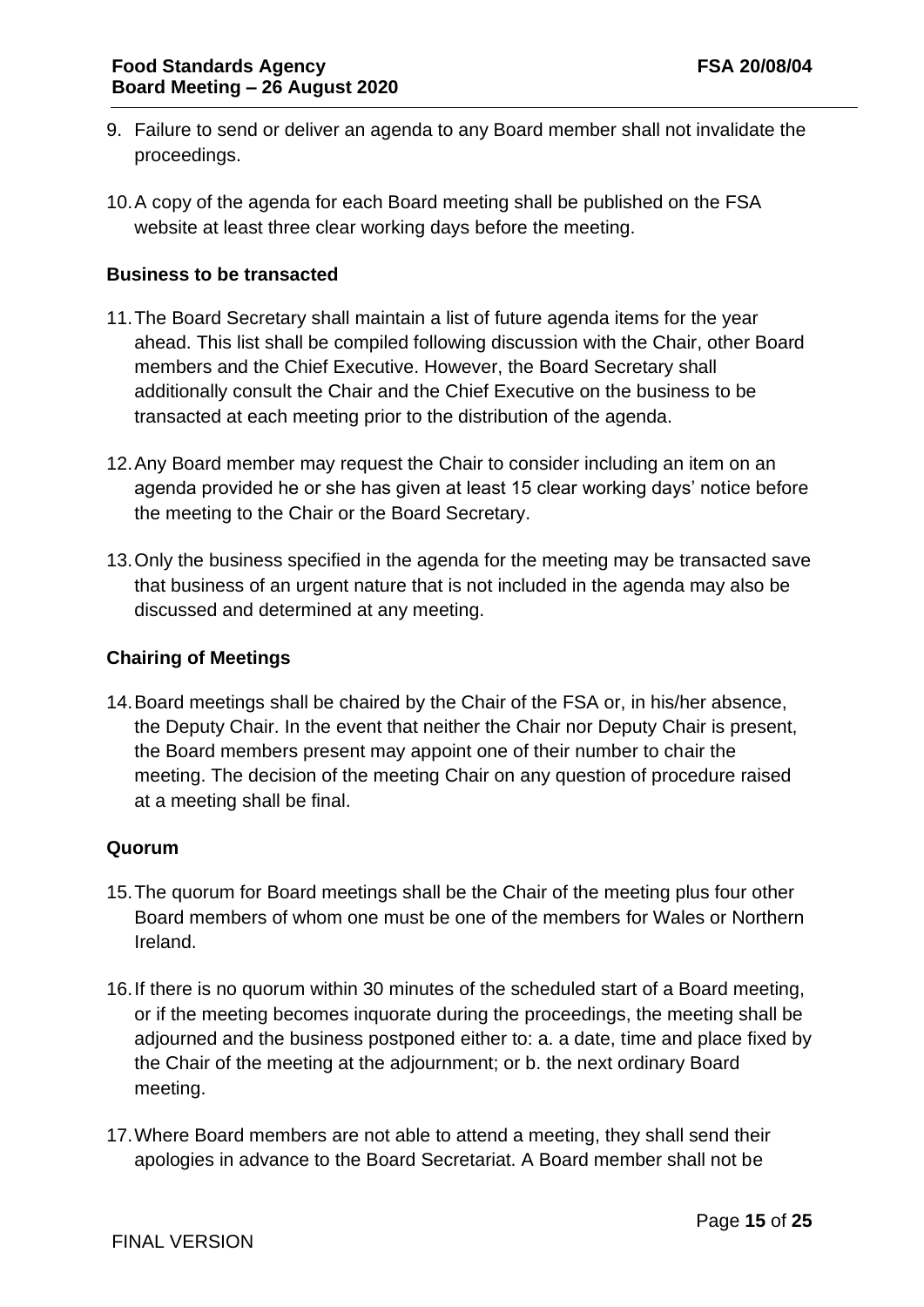9. Failure to send or deliver an agenda to any Board member shall not invalidate the proceedings.

10. A copy of the agenda for each Board meeting shall be published on the FSA website at least three clear working days before the meeting.

**Business to be transacted**

11. The Board Secretary shall maintain a list of future agenda items for the year ahead. This list shall be compiled following discussion with the Chair, other Board members and the Chief Executive. However, the Board Secretary shall additionally consult the Chair and the Chief Executive on the business to be transacted at each meeting prior to the distribution of the agenda.

12. Any Board member may request the Chair to consider including an item on an agenda provided he or she has given at least 15 clear working days' notice before the meeting to the Chair or the Board Secretary.

13. Only the business specified in the agenda for the meeting may be transacted save that business of an urgent nature that is not included in the agenda may also be discussed and determined at any meeting.

**Chairing of Meetings**

14. Board meetings shall be chaired by the Chair of the FSA or, in his/her absence, the Deputy Chair. In the event that neither the Chair nor Deputy Chair is present, the Board members present may appoint one of their number to chair the meeting. The decision of the meeting Chair on any question of procedure raised at a meeting shall be final.

**Quorum**

15. The quorum for Board meetings shall be the Chair of the meeting plus four other Board members of whom one must be one of the members for Wales or Northern Ireland.

16. If there is no quorum within 30 minutes of the scheduled start of a Board meeting, or if the meeting becomes inquorate during the proceedings, the meeting shall be adjourned and the business postponed either to: a. a date, time and place fixed by the Chair of the meeting at the adjournment; or b. the next ordinary Board meeting.

17. Where Board members are not able to attend a meeting, they shall send their apologies in advance to the Board Secretariat. A Board member shall not be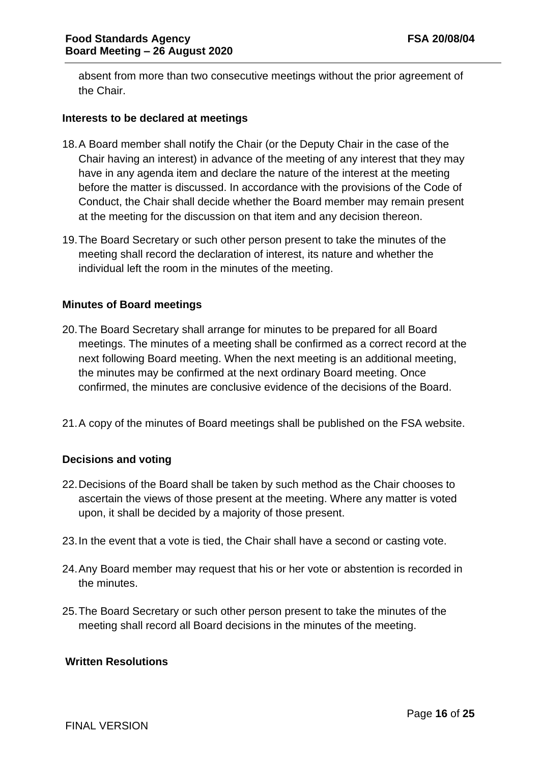absent from more than two consecutive meetings without the prior agreement of the Chair.

**Interests to be declared at meetings**

18. A Board member shall notify the Chair (or the Deputy Chair in the case of the Chair having an interest) in advance of the meeting of any interest that they may have in any agenda item and declare the nature of the interest at the meeting before the matter is discussed. In accordance with the provisions of the Code of Conduct, the Chair shall decide whether the Board member may remain present at the meeting for the discussion on that item and any decision thereon.

19. The Board Secretary or such other person present to take the minutes of the meeting shall record the declaration of interest, its nature and whether the individual left the room in the minutes of the meeting.

**Minutes of Board meetings**

20. The Board Secretary shall arrange for minutes to be prepared for all Board meetings. The minutes of a meeting shall be confirmed as a correct record at the next following Board meeting. When the next meeting is an additional meeting, the minutes may be confirmed at the next ordinary Board meeting. Once confirmed, the minutes are conclusive evidence of the decisions of the Board.

21. A copy of the minutes of Board meetings shall be published on the FSA website.

**Decisions and voting**

22. Decisions of the Board shall be taken by such method as the Chair chooses to ascertain the views of those present at the meeting. Where any matter is voted upon, it shall be decided by a majority of those present.

23. In the event that a vote is tied, the Chair shall have a second or casting vote.

24. Any Board member may request that his or her vote or abstention is recorded in the minutes.

25. The Board Secretary or such other person present to take the minutes of the meeting shall record all Board decisions in the minutes of the meeting.

**Written Resolutions**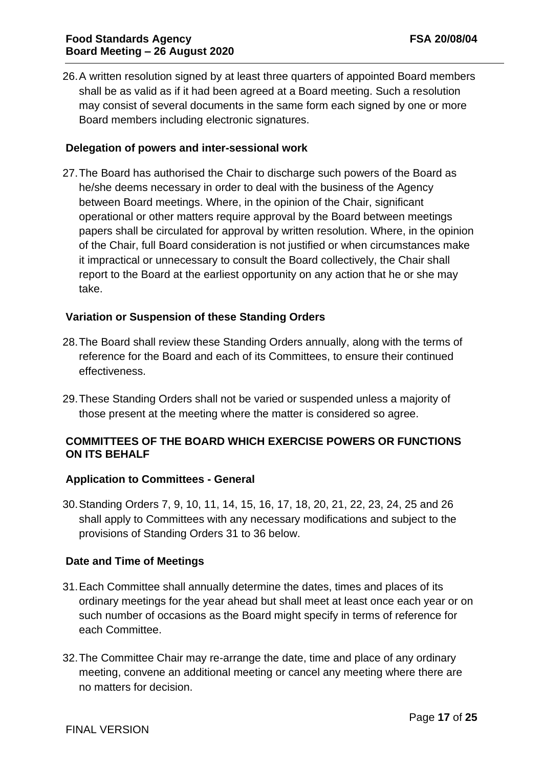26. A written resolution signed by at least three quarters of appointed Board members shall be as valid as if it had been agreed at a Board meeting. Such a resolution may consist of several documents in the same form each signed by one or more Board members including electronic signatures.

### Delegation of powers and inter-sessional work

27. The Board has authorised the Chair to discharge such powers of the Board as he/she deems necessary in order to deal with the business of the Agency between Board meetings. Where, in the opinion of the Chair, significant operational or other matters require approval by the Board between meetings papers shall be circulated for approval by written resolution. Where, in the opinion of the Chair, full Board consideration is not justified or when circumstances make it impractical or unnecessary to consult the Board collectively, the Chair shall report to the Board at the earliest opportunity on any action that he or she may take.

### Variation or Suspension of these Standing Orders

28. The Board shall review these Standing Orders annually, along with the terms of reference for the Board and each of its Committees, to ensure their continued effectiveness.

29. These Standing Orders shall not be varied or suspended unless a majority of those present at the meeting where the matter is considered so agree.

## COMMITTEES OF THE BOARD WHICH EXERCISE POWERS OR FUNCTIONS ON ITS BEHALF

### Application to Committees - General

30. Standing Orders 7, 9, 10, 11, 14, 15, 16, 17, 18, 20, 21, 22, 23, 24, 25 and 26 shall apply to Committees with any necessary modifications and subject to the provisions of Standing Orders 31 to 36 below.

### Date and Time of Meetings

31. Each Committee shall annually determine the dates, times and places of its ordinary meetings for the year ahead but shall meet at least once each year or on such number of occasions as the Board might specify in terms of reference for each Committee.

32. The Committee Chair may re-arrange the date, time and place of any ordinary meeting, convene an additional meeting or cancel any meeting where there are no matters for decision.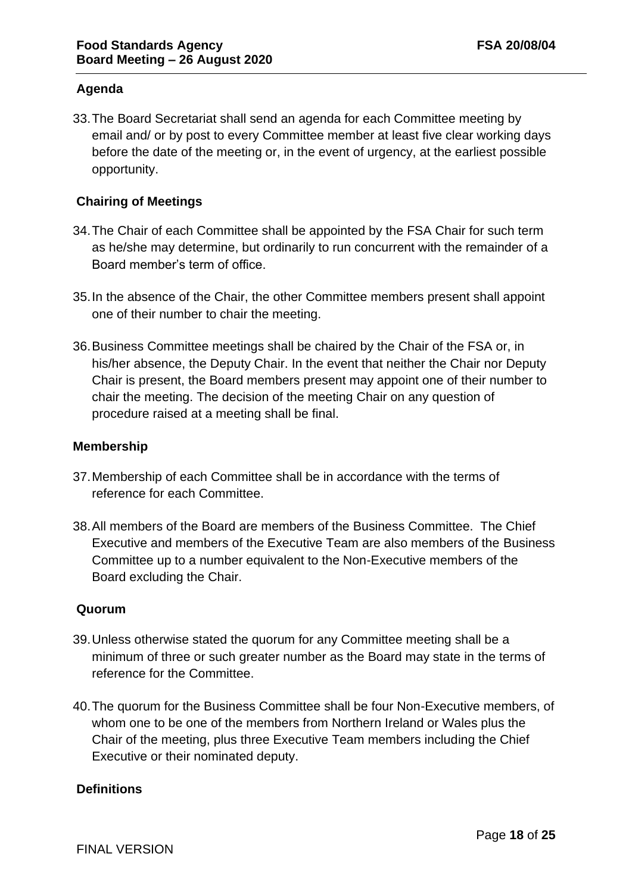## Agenda

33. The Board Secretariat shall send an agenda for each Committee meeting by email and/ or by post to every Committee member at least five clear working days before the date of the meeting or, in the event of urgency, at the earliest possible opportunity.

## Chairing of Meetings

34. The Chair of each Committee shall be appointed by the FSA Chair for such term as he/she may determine, but ordinarily to run concurrent with the remainder of a Board member's term of office.

35. In the absence of the Chair, the other Committee members present shall appoint one of their number to chair the meeting.

36. Business Committee meetings shall be chaired by the Chair of the FSA or, in his/her absence, the Deputy Chair. In the event that neither the Chair nor Deputy Chair is present, the Board members present may appoint one of their number to chair the meeting. The decision of the meeting Chair on any question of procedure raised at a meeting shall be final.

## Membership

37. Membership of each Committee shall be in accordance with the terms of reference for each Committee.

38. All members of the Board are members of the Business Committee. The Chief Executive and members of the Executive Team are also members of the Business Committee up to a number equivalent to the Non-Executive members of the Board excluding the Chair.

## Quorum

39. Unless otherwise stated the quorum for any Committee meeting shall be a minimum of three or such greater number as the Board may state in the terms of reference for the Committee.

40. The quorum for the Business Committee shall be four Non-Executive members, of whom one to be one of the members from Northern Ireland or Wales plus the Chair of the meeting, plus three Executive Team members including the Chief Executive or their nominated deputy.

## Definitions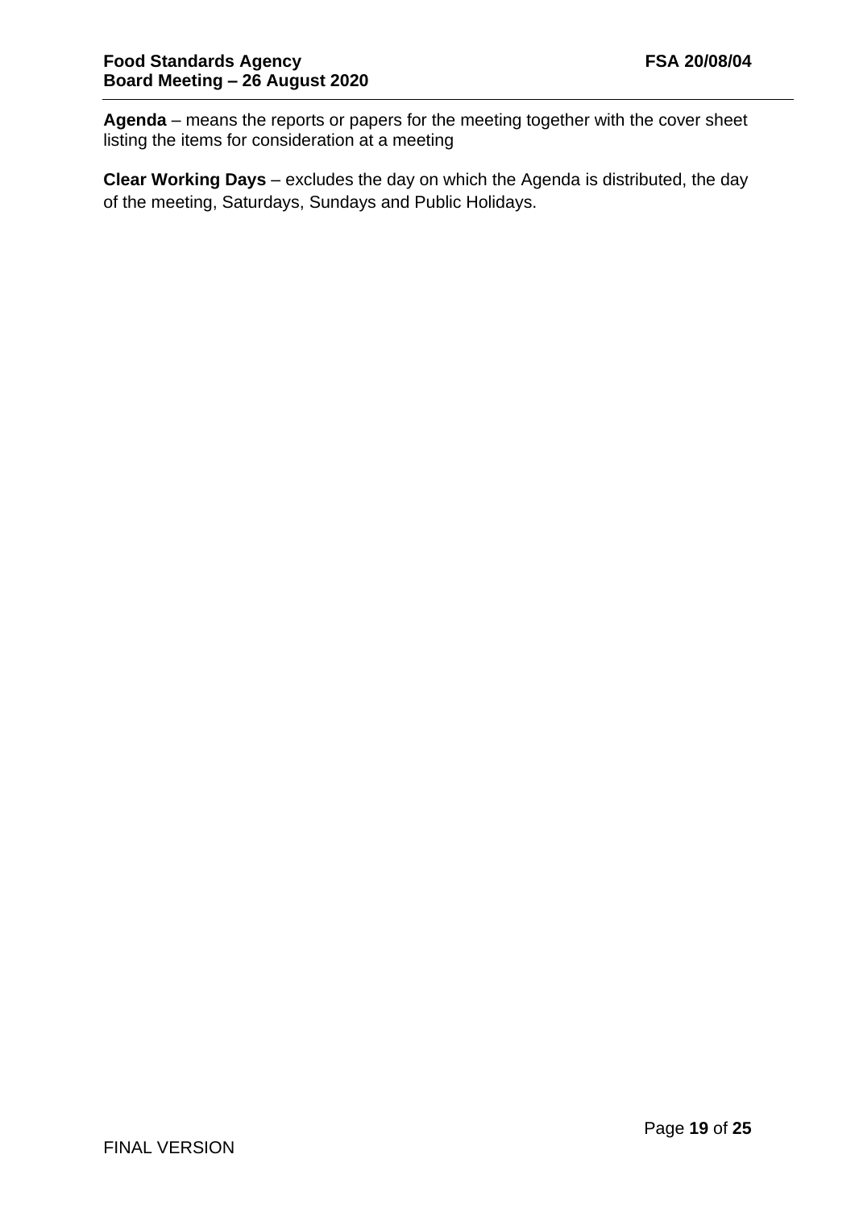**Agenda** – means the reports or papers for the meeting together with the cover sheet listing the items for consideration at a meeting

**Clear Working Days** – excludes the day on which the Agenda is distributed, the day of the meeting, Saturdays, Sundays and Public Holidays.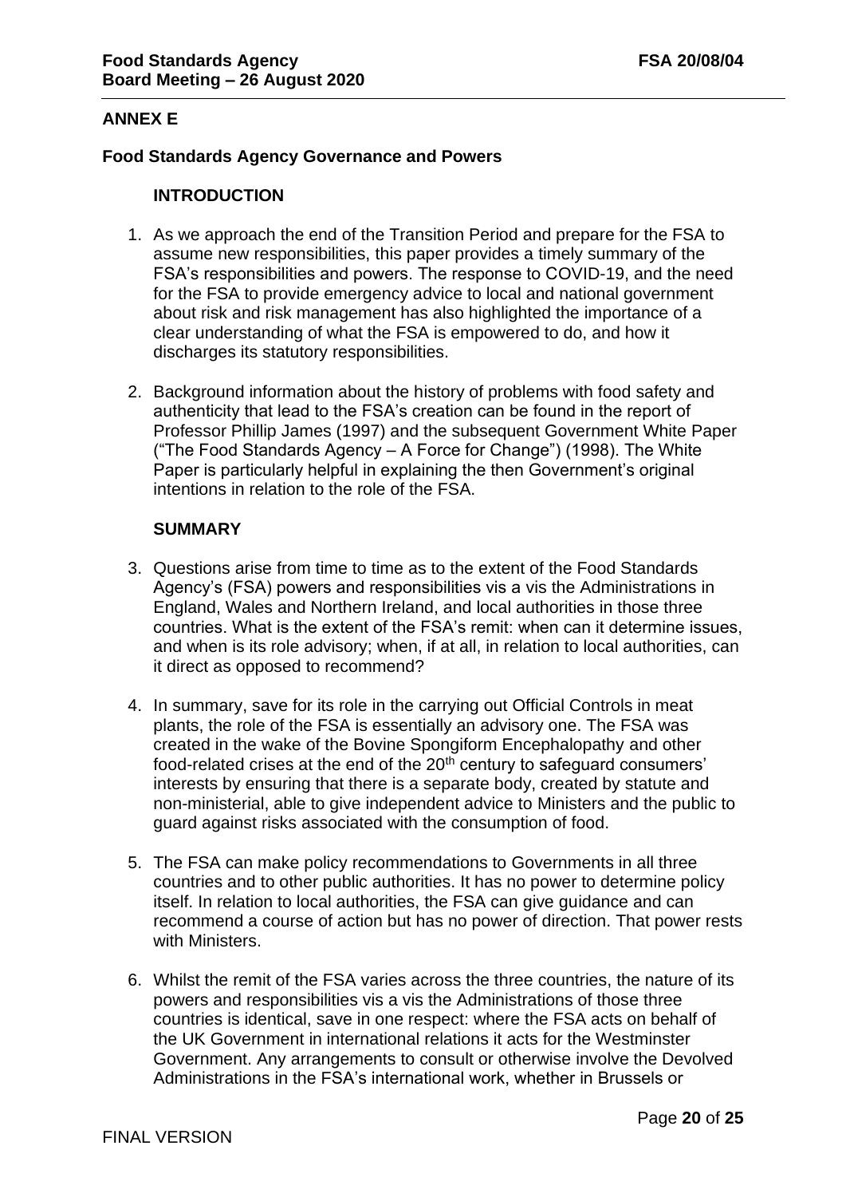## ANNEX E

### Food Standards Agency Governance and Powers

#### INTRODUCTION

1. As we approach the end of the Transition Period and prepare for the FSA to assume new responsibilities, this paper provides a timely summary of the FSA's responsibilities and powers. The response to COVID-19, and the need for the FSA to provide emergency advice to local and national government about risk and risk management has also highlighted the importance of a clear understanding of what the FSA is empowered to do, and how it discharges its statutory responsibilities.

2. Background information about the history of problems with food safety and authenticity that lead to the FSA's creation can be found in the report of Professor Phillip James (1997) and the subsequent Government White Paper ("The Food Standards Agency – A Force for Change") (1998). The White Paper is particularly helpful in explaining the then Government's original intentions in relation to the role of the FSA.

#### SUMMARY

3. Questions arise from time to time as to the extent of the Food Standards Agency's (FSA) powers and responsibilities vis a vis the Administrations in England, Wales and Northern Ireland, and local authorities in those three countries. What is the extent of the FSA's remit: when can it determine issues, and when is its role advisory; when, if at all, in relation to local authorities, can it direct as opposed to recommend?

4. In summary, save for its role in the carrying out Official Controls in meat plants, the role of the FSA is essentially an advisory one. The FSA was created in the wake of the Bovine Spongiform Encephalopathy and other food-related crises at the end of the 20th century to safeguard consumers' interests by ensuring that there is a separate body, created by statute and non-ministerial, able to give independent advice to Ministers and the public to guard against risks associated with the consumption of food.

5. The FSA can make policy recommendations to Governments in all three countries and to other public authorities. It has no power to determine policy itself. In relation to local authorities, the FSA can give guidance and can recommend a course of action but has no power of direction. That power rests with Ministers.

6. Whilst the remit of the FSA varies across the three countries, the nature of its powers and responsibilities vis a vis the Administrations of those three countries is identical, save in one respect: where the FSA acts on behalf of the UK Government in international relations it acts for the Westminster Government. Any arrangements to consult or otherwise involve the Devolved Administrations in the FSA's international work, whether in Brussels or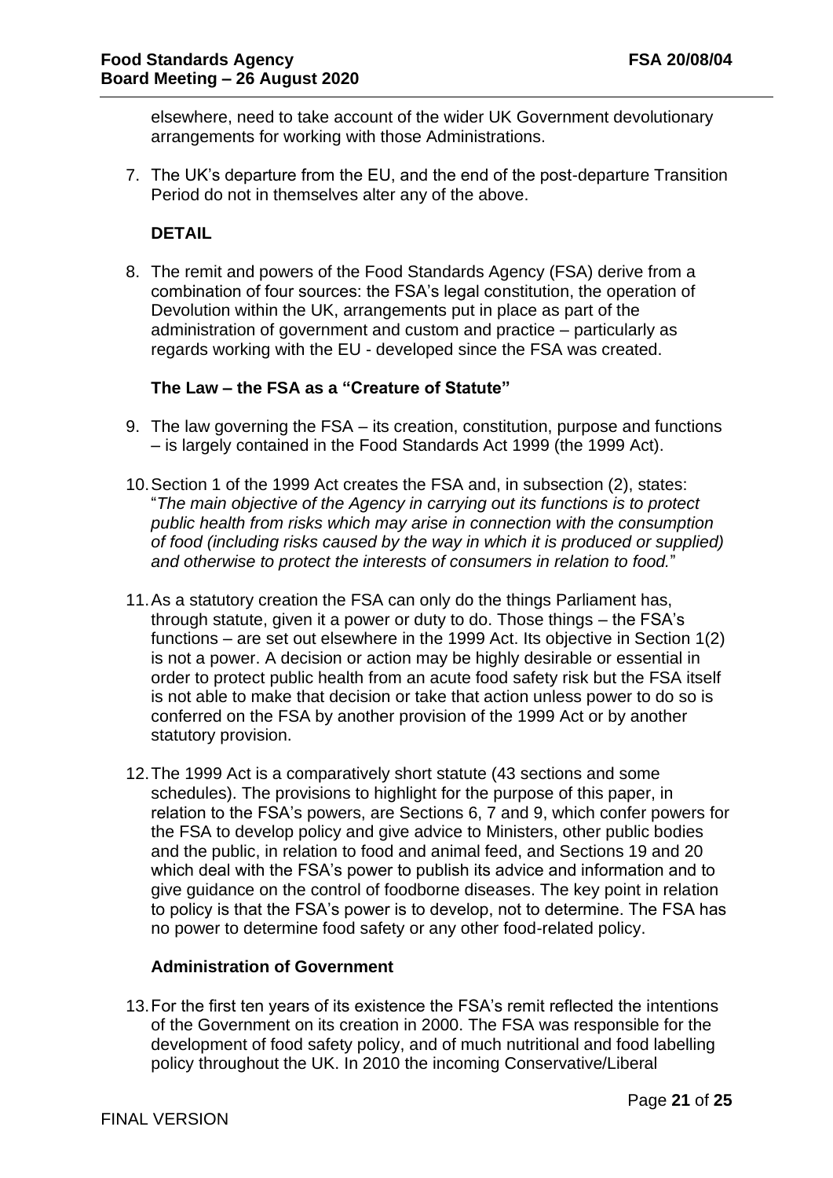elsewhere, need to take account of the wider UK Government devolutionary arrangements for working with those Administrations.

7. The UK's departure from the EU, and the end of the post-departure Transition Period do not in themselves alter any of the above.

**DETAIL**

8. The remit and powers of the Food Standards Agency (FSA) derive from a combination of four sources: the FSA's legal constitution, the operation of Devolution within the UK, arrangements put in place as part of the administration of government and custom and practice – particularly as regards working with the EU - developed since the FSA was created.

**The Law – the FSA as a "Creature of Statute"**

9. The law governing the FSA – its creation, constitution, purpose and functions – is largely contained in the Food Standards Act 1999 (the 1999 Act).

10. Section 1 of the 1999 Act creates the FSA and, in subsection (2), states: "*The main objective of the Agency in carrying out its functions is to protect public health from risks which may arise in connection with the consumption of food (including risks caused by the way in which it is produced or supplied) and otherwise to protect the interests of consumers in relation to food.*"

11. As a statutory creation the FSA can only do the things Parliament has, through statute, given it a power or duty to do. Those things – the FSA's functions – are set out elsewhere in the 1999 Act. Its objective in Section 1(2) is not a power. A decision or action may be highly desirable or essential in order to protect public health from an acute food safety risk but the FSA itself is not able to make that decision or take that action unless power to do so is conferred on the FSA by another provision of the 1999 Act or by another statutory provision.

12. The 1999 Act is a comparatively short statute (43 sections and some schedules). The provisions to highlight for the purpose of this paper, in relation to the FSA's powers, are Sections 6, 7 and 9, which confer powers for the FSA to develop policy and give advice to Ministers, other public bodies and the public, in relation to food and animal feed, and Sections 19 and 20 which deal with the FSA's power to publish its advice and information and to give guidance on the control of foodborne diseases. The key point in relation to policy is that the FSA's power is to develop, not to determine. The FSA has no power to determine food safety or any other food-related policy.

**Administration of Government**

13. For the first ten years of its existence the FSA's remit reflected the intentions of the Government on its creation in 2000. The FSA was responsible for the development of food safety policy, and of much nutritional and food labelling policy throughout the UK. In 2010 the incoming Conservative/Liberal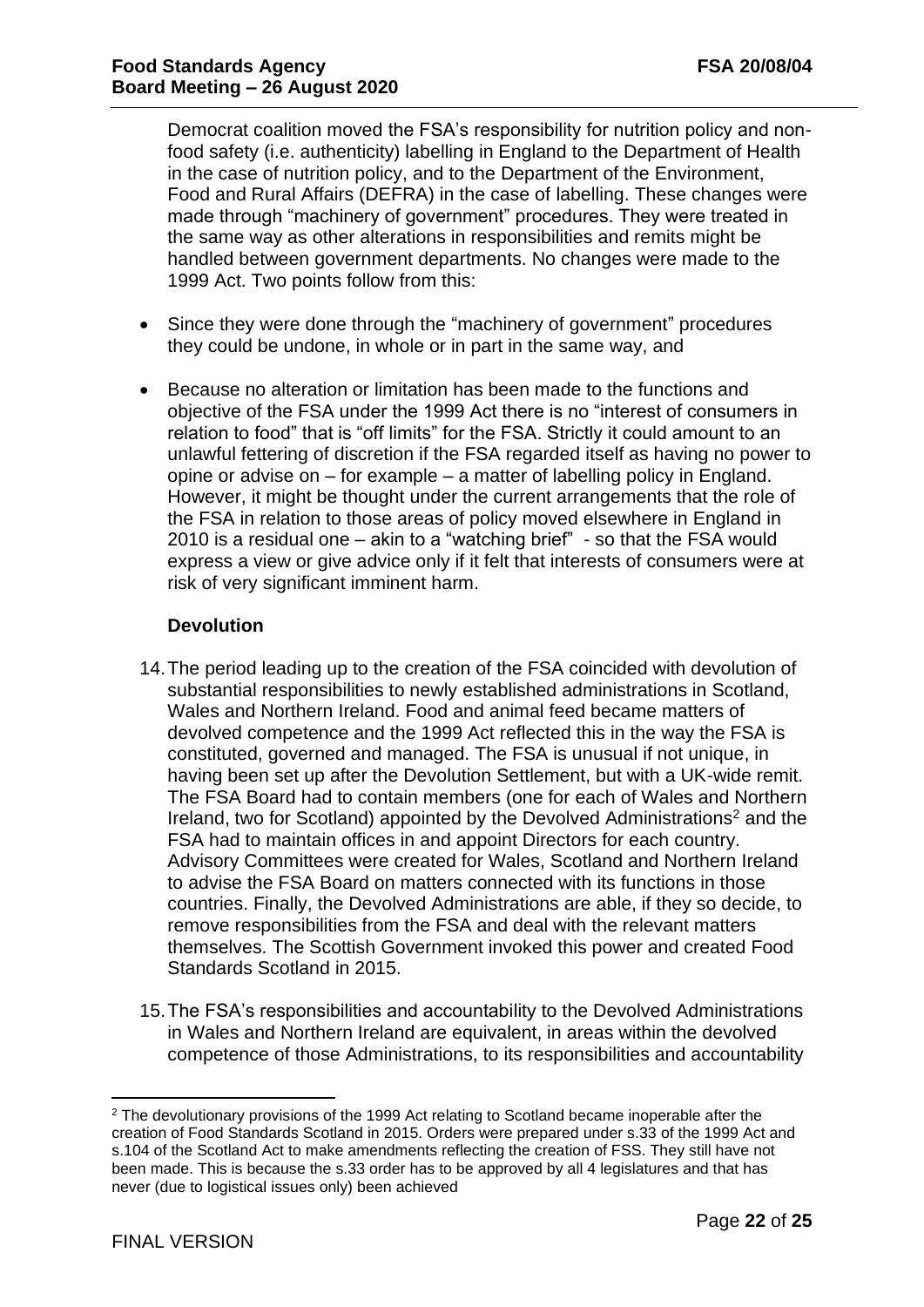Democrat coalition moved the FSA's responsibility for nutrition policy and non-food safety (i.e. authenticity) labelling in England to the Department of Health in the case of nutrition policy, and to the Department of the Environment, Food and Rural Affairs (DEFRA) in the case of labelling. These changes were made through "machinery of government" procedures. They were treated in the same way as other alterations in responsibilities and remits might be handled between government departments. No changes were made to the 1999 Act. Two points follow from this:

- Since they were done through the "machinery of government" procedures they could be undone, in whole or in part in the same way, and
- Because no alteration or limitation has been made to the functions and objective of the FSA under the 1999 Act there is no "interest of consumers in relation to food" that is "off limits" for the FSA. Strictly it could amount to an unlawful fettering of discretion if the FSA regarded itself as having no power to opine or advise on – for example – a matter of labelling policy in England. However, it might be thought under the current arrangements that the role of the FSA in relation to those areas of policy moved elsewhere in England in 2010 is a residual one – akin to a "watching brief" - so that the FSA would express a view or give advice only if it felt that interests of consumers were at risk of very significant imminent harm.

### Devolution

14. The period leading up to the creation of the FSA coincided with devolution of substantial responsibilities to newly established administrations in Scotland, Wales and Northern Ireland. Food and animal feed became matters of devolved competence and the 1999 Act reflected this in the way the FSA is constituted, governed and managed. The FSA is unusual if not unique, in having been set up after the Devolution Settlement, but with a UK-wide remit. The FSA Board had to contain members (one for each of Wales and Northern Ireland, two for Scotland) appointed by the Devolved Administrations[2] and the FSA had to maintain offices in and appoint Directors for each country. Advisory Committees were created for Wales, Scotland and Northern Ireland to advise the FSA Board on matters connected with its functions in those countries. Finally, the Devolved Administrations are able, if they so decide, to remove responsibilities from the FSA and deal with the relevant matters themselves. The Scottish Government invoked this power and created Food Standards Scotland in 2015.

15. The FSA's responsibilities and accountability to the Devolved Administrations in Wales and Northern Ireland are equivalent, in areas within the devolved competence of those Administrations, to its responsibilities and accountability

[2] The devolutionary provisions of the 1999 Act relating to Scotland became inoperable after the creation of Food Standards Scotland in 2015. Orders were prepared under s.33 of the 1999 Act and s.104 of the Scotland Act to make amendments reflecting the creation of FSS. They still have not been made. This is because the s.33 order has to be approved by all 4 legislatures and that has never (due to logistical issues only) been achieved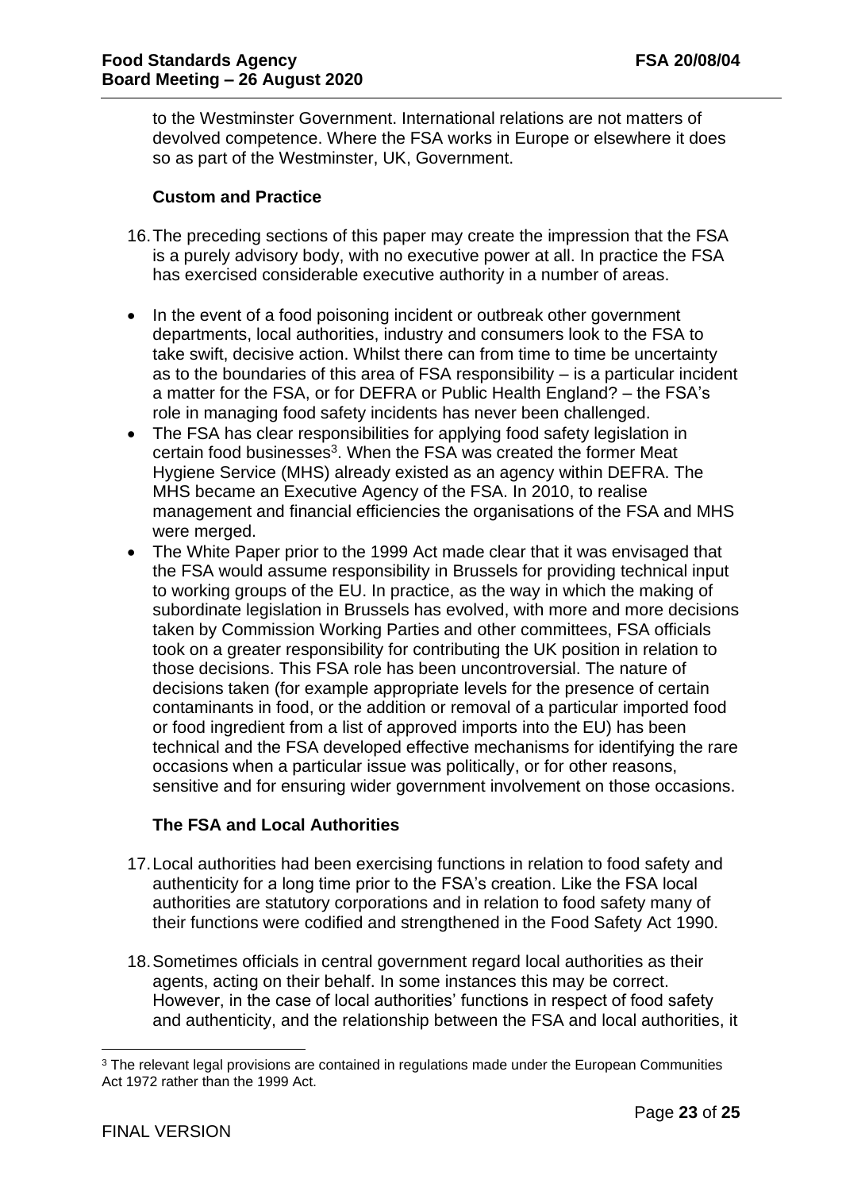to the Westminster Government. International relations are not matters of devolved competence. Where the FSA works in Europe or elsewhere it does so as part of the Westminster, UK, Government.

**Custom and Practice**

16. The preceding sections of this paper may create the impression that the FSA is a purely advisory body, with no executive power at all. In practice the FSA has exercised considerable executive authority in a number of areas.

- In the event of a food poisoning incident or outbreak other government departments, local authorities, industry and consumers look to the FSA to take swift, decisive action. Whilst there can from time to time be uncertainty as to the boundaries of this area of FSA responsibility – is a particular incident a matter for the FSA, or for DEFRA or Public Health England? – the FSA's role in managing food safety incidents has never been challenged.
- The FSA has clear responsibilities for applying food safety legislation in certain food businesses[3]. When the FSA was created the former Meat Hygiene Service (MHS) already existed as an agency within DEFRA. The MHS became an Executive Agency of the FSA. In 2010, to realise management and financial efficiencies the organisations of the FSA and MHS were merged.
- The White Paper prior to the 1999 Act made clear that it was envisaged that the FSA would assume responsibility in Brussels for providing technical input to working groups of the EU. In practice, as the way in which the making of subordinate legislation in Brussels has evolved, with more and more decisions taken by Commission Working Parties and other committees, FSA officials took on a greater responsibility for contributing the UK position in relation to those decisions. This FSA role has been uncontroversial. The nature of decisions taken (for example appropriate levels for the presence of certain contaminants in food, or the addition or removal of a particular imported food or food ingredient from a list of approved imports into the EU) has been technical and the FSA developed effective mechanisms for identifying the rare occasions when a particular issue was politically, or for other reasons, sensitive and for ensuring wider government involvement on those occasions.

**The FSA and Local Authorities**

17. Local authorities had been exercising functions in relation to food safety and authenticity for a long time prior to the FSA's creation. Like the FSA local authorities are statutory corporations and in relation to food safety many of their functions were codified and strengthened in the Food Safety Act 1990.

18. Sometimes officials in central government regard local authorities as their agents, acting on their behalf. In some instances this may be correct. However, in the case of local authorities' functions in respect of food safety and authenticity, and the relationship between the FSA and local authorities, it

[3] The relevant legal provisions are contained in regulations made under the European Communities Act 1972 rather than the 1999 Act.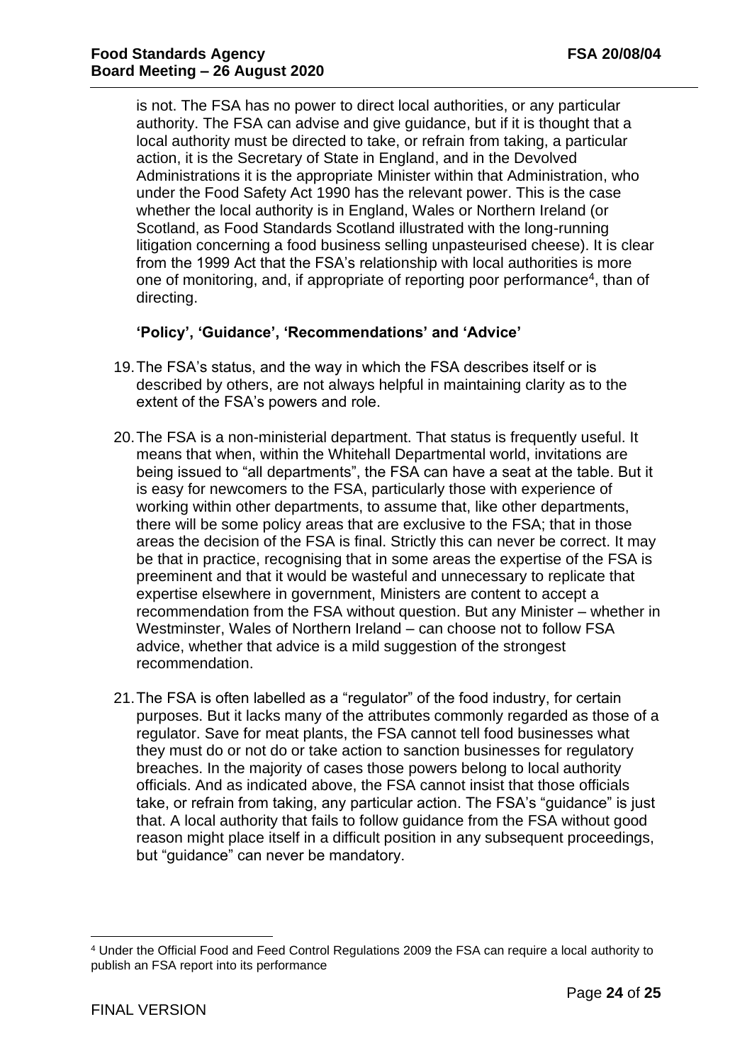is not. The FSA has no power to direct local authorities, or any particular authority. The FSA can advise and give guidance, but if it is thought that a local authority must be directed to take, or refrain from taking, a particular action, it is the Secretary of State in England, and in the Devolved Administrations it is the appropriate Minister within that Administration, who under the Food Safety Act 1990 has the relevant power. This is the case whether the local authority is in England, Wales or Northern Ireland (or Scotland, as Food Standards Scotland illustrated with the long-running litigation concerning a food business selling unpasteurised cheese). It is clear from the 1999 Act that the FSA's relationship with local authorities is more one of monitoring, and, if appropriate of reporting poor performance[4], than of directing.

### 'Policy', 'Guidance', 'Recommendations' and 'Advice'

19. The FSA's status, and the way in which the FSA describes itself or is described by others, are not always helpful in maintaining clarity as to the extent of the FSA's powers and role.

20. The FSA is a non-ministerial department. That status is frequently useful. It means that when, within the Whitehall Departmental world, invitations are being issued to "all departments", the FSA can have a seat at the table. But it is easy for newcomers to the FSA, particularly those with experience of working within other departments, to assume that, like other departments, there will be some policy areas that are exclusive to the FSA; that in those areas the decision of the FSA is final. Strictly this can never be correct. It may be that in practice, recognising that in some areas the expertise of the FSA is preeminent and that it would be wasteful and unnecessary to replicate that expertise elsewhere in government, Ministers are content to accept a recommendation from the FSA without question. But any Minister – whether in Westminster, Wales of Northern Ireland – can choose not to follow FSA advice, whether that advice is a mild suggestion of the strongest recommendation.

21. The FSA is often labelled as a "regulator" of the food industry, for certain purposes. But it lacks many of the attributes commonly regarded as those of a regulator. Save for meat plants, the FSA cannot tell food businesses what they must do or not do or take action to sanction businesses for regulatory breaches. In the majority of cases those powers belong to local authority officials. And as indicated above, the FSA cannot insist that those officials take, or refrain from taking, any particular action. The FSA's "guidance" is just that. A local authority that fails to follow guidance from the FSA without good reason might place itself in a difficult position in any subsequent proceedings, but "guidance" can never be mandatory.

---

[4] Under the Official Food and Feed Control Regulations 2009 the FSA can require a local authority to publish an FSA report into its performance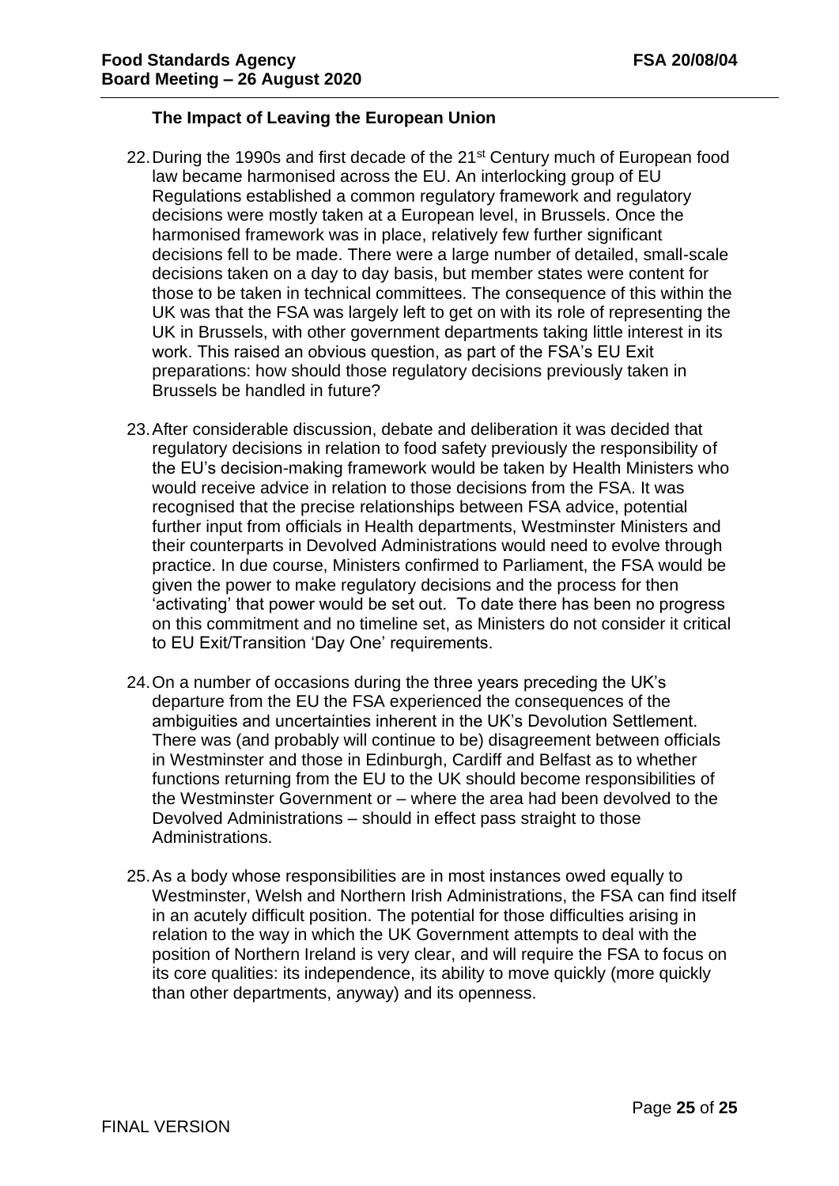### The Impact of Leaving the European Union

22. During the 1990s and first decade of the 21st Century much of European food law became harmonised across the EU. An interlocking group of EU Regulations established a common regulatory framework and regulatory decisions were mostly taken at a European level, in Brussels. Once the harmonised framework was in place, relatively few further significant decisions fell to be made. There were a large number of detailed, small-scale decisions taken on a day to day basis, but member states were content for those to be taken in technical committees. The consequence of this within the UK was that the FSA was largely left to get on with its role of representing the UK in Brussels, with other government departments taking little interest in its work. This raised an obvious question, as part of the FSA's EU Exit preparations: how should those regulatory decisions previously taken in Brussels be handled in future?

23. After considerable discussion, debate and deliberation it was decided that regulatory decisions in relation to food safety previously the responsibility of the EU's decision-making framework would be taken by Health Ministers who would receive advice in relation to those decisions from the FSA. It was recognised that the precise relationships between FSA advice, potential further input from officials in Health departments, Westminster Ministers and their counterparts in Devolved Administrations would need to evolve through practice. In due course, Ministers confirmed to Parliament, the FSA would be given the power to make regulatory decisions and the process for then 'activating' that power would be set out. To date there has been no progress on this commitment and no timeline set, as Ministers do not consider it critical to EU Exit/Transition 'Day One' requirements.

24. On a number of occasions during the three years preceding the UK's departure from the EU the FSA experienced the consequences of the ambiguities and uncertainties inherent in the UK's Devolution Settlement. There was (and probably will continue to be) disagreement between officials in Westminster and those in Edinburgh, Cardiff and Belfast as to whether functions returning from the EU to the UK should become responsibilities of the Westminster Government or – where the area had been devolved to the Devolved Administrations – should in effect pass straight to those Administrations.

25. As a body whose responsibilities are in most instances owed equally to Westminster, Welsh and Northern Irish Administrations, the FSA can find itself in an acutely difficult position. The potential for those difficulties arising in relation to the way in which the UK Government attempts to deal with the position of Northern Ireland is very clear, and will require the FSA to focus on its core qualities: its independence, its ability to move quickly (more quickly than other departments, anyway) and its openness.